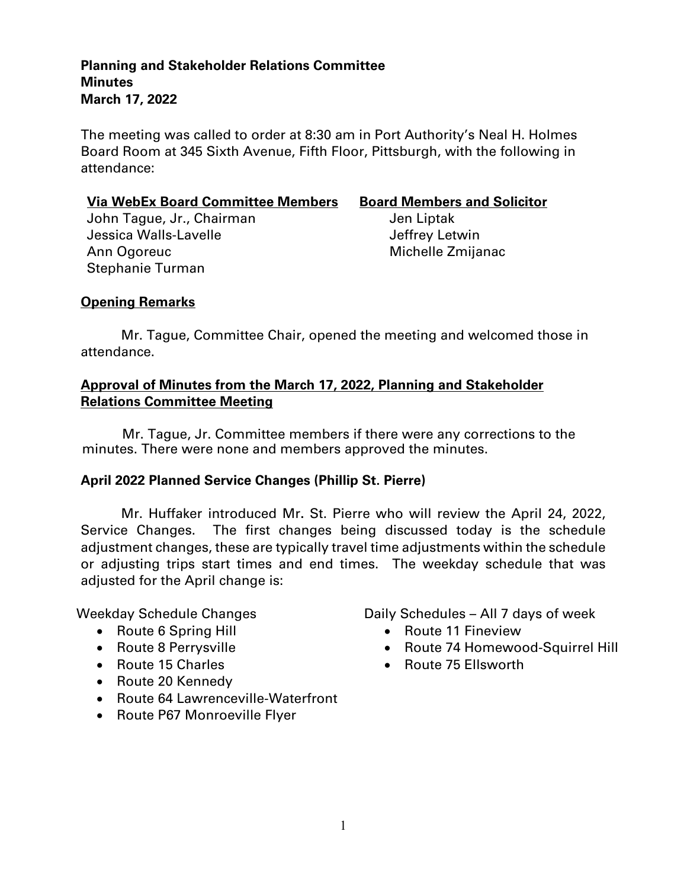**Planning and Stakeholder Relations Committee**
**Minutes**
**March 17, 2022**

The meeting was called to order at 8:30 am in Port Authority's Neal H. Holmes Board Room at 345 Sixth Avenue, Fifth Floor, Pittsburgh, with the following in attendance:

**Via WebEx Board Committee Members**
John Tague, Jr., Chairman
Jessica Walls-Lavelle
Ann Ogoreuc
Stephanie Turman

**Board Members and Solicitor**
Jen Liptak
Jeffrey Letwin
Michelle Zmijanac

**Opening Remarks**

Mr. Tague, Committee Chair, opened the meeting and welcomed those in attendance.

**Approval of Minutes from the March 17, 2022, Planning and Stakeholder Relations Committee Meeting**

Mr. Tague, Jr. Committee members if there were any corrections to the minutes. There were none and members approved the minutes.

**April 2022 Planned Service Changes (Phillip St. Pierre)**

Mr. Huffaker introduced Mr. St. Pierre who will review the April 24, 2022, Service Changes. The first changes being discussed today is the schedule adjustment changes, these are typically travel time adjustments within the schedule or adjusting trips start times and end times. The weekday schedule that was adjusted for the April change is:

Weekday Schedule Changes

- Route 6 Spring Hill
- Route 8 Perrysville
- Route 15 Charles
- Route 20 Kennedy
- Route 64 Lawrenceville-Waterfront
- Route P67 Monroeville Flyer

Daily Schedules – All 7 days of week

- Route 11 Fineview
- Route 74 Homewood-Squirrel Hill
- Route 75 Ellsworth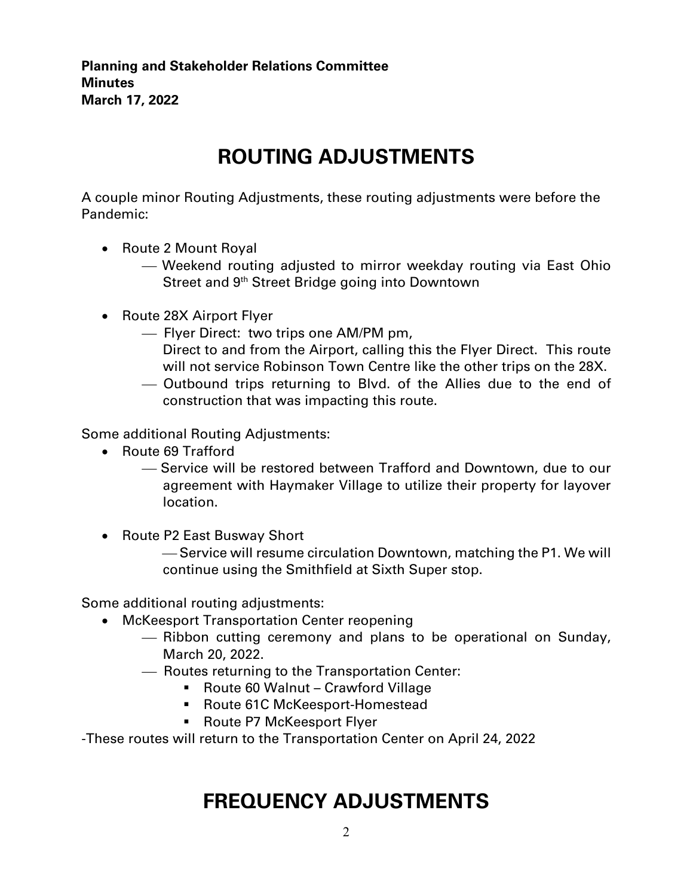**Planning and Stakeholder Relations Committee**
**Minutes**
**March 17, 2022**

# ROUTING ADJUSTMENTS

A couple minor Routing Adjustments, these routing adjustments were before the Pandemic:

- Route 2 Mount Royal
  - Weekend routing adjusted to mirror weekday routing via East Ohio Street and 9th Street Bridge going into Downtown
- Route 28X Airport Flyer
  - Flyer Direct: two trips one AM/PM pm,
    Direct to and from the Airport, calling this the Flyer Direct. This route will not service Robinson Town Centre like the other trips on the 28X.
  - Outbound trips returning to Blvd. of the Allies due to the end of construction that was impacting this route.

Some additional Routing Adjustments:

- Route 69 Trafford
  - Service will be restored between Trafford and Downtown, due to our agreement with Haymaker Village to utilize their property for layover location.
- Route P2 East Busway Short
  - Service will resume circulation Downtown, matching the P1. We will continue using the Smithfield at Sixth Super stop.

Some additional routing adjustments:

- McKeesport Transportation Center reopening
  - Ribbon cutting ceremony and plans to be operational on Sunday, March 20, 2022.
  - Routes returning to the Transportation Center:
    - Route 60 Walnut – Crawford Village
    - Route 61C McKeesport-Homestead
    - Route P7 McKeesport Flyer

-These routes will return to the Transportation Center on April 24, 2022

# FREQUENCY ADJUSTMENTS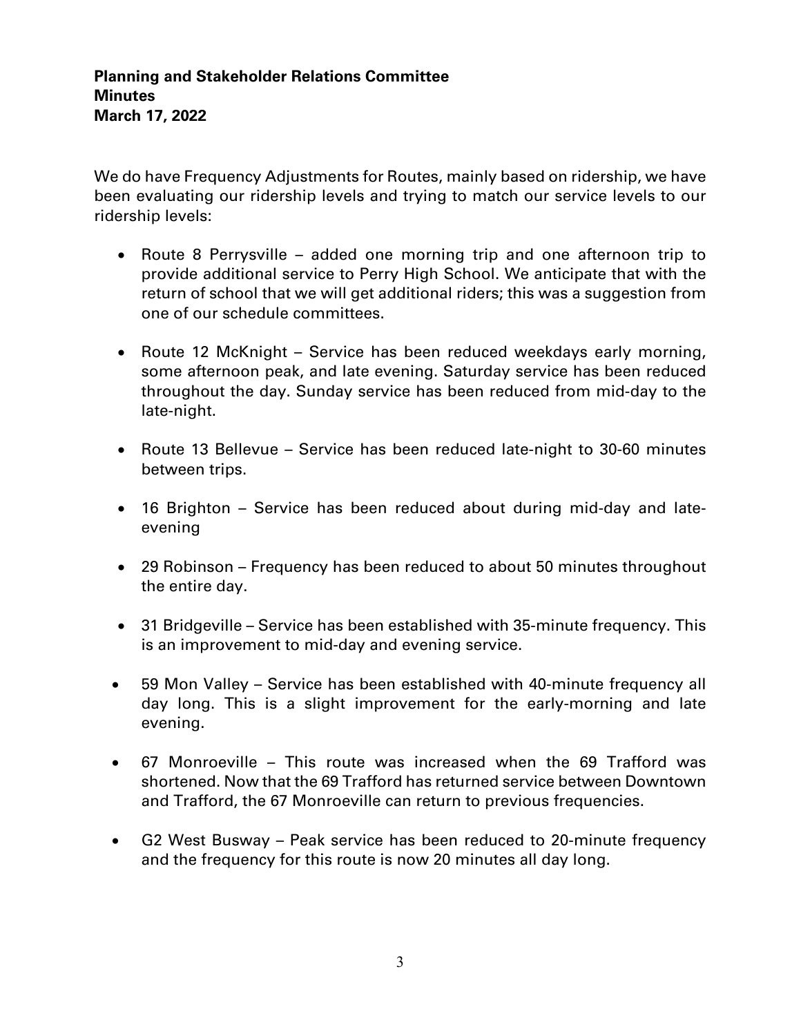We do have Frequency Adjustments for Routes, mainly based on ridership, we have been evaluating our ridership levels and trying to match our service levels to our ridership levels:

- Route 8 Perrysville – added one morning trip and one afternoon trip to provide additional service to Perry High School. We anticipate that with the return of school that we will get additional riders; this was a suggestion from one of our schedule committees.
- Route 12 McKnight – Service has been reduced weekdays early morning, some afternoon peak, and late evening. Saturday service has been reduced throughout the day. Sunday service has been reduced from mid-day to the late-night.
- Route 13 Bellevue – Service has been reduced late-night to 30-60 minutes between trips.
- 16 Brighton – Service has been reduced about during mid-day and late-evening
- 29 Robinson – Frequency has been reduced to about 50 minutes throughout the entire day.
- 31 Bridgeville – Service has been established with 35-minute frequency. This is an improvement to mid-day and evening service.
- 59 Mon Valley – Service has been established with 40-minute frequency all day long. This is a slight improvement for the early-morning and late evening.
- 67 Monroeville – This route was increased when the 69 Trafford was shortened. Now that the 69 Trafford has returned service between Downtown and Trafford, the 67 Monroeville can return to previous frequencies.
- G2 West Busway – Peak service has been reduced to 20-minute frequency and the frequency for this route is now 20 minutes all day long.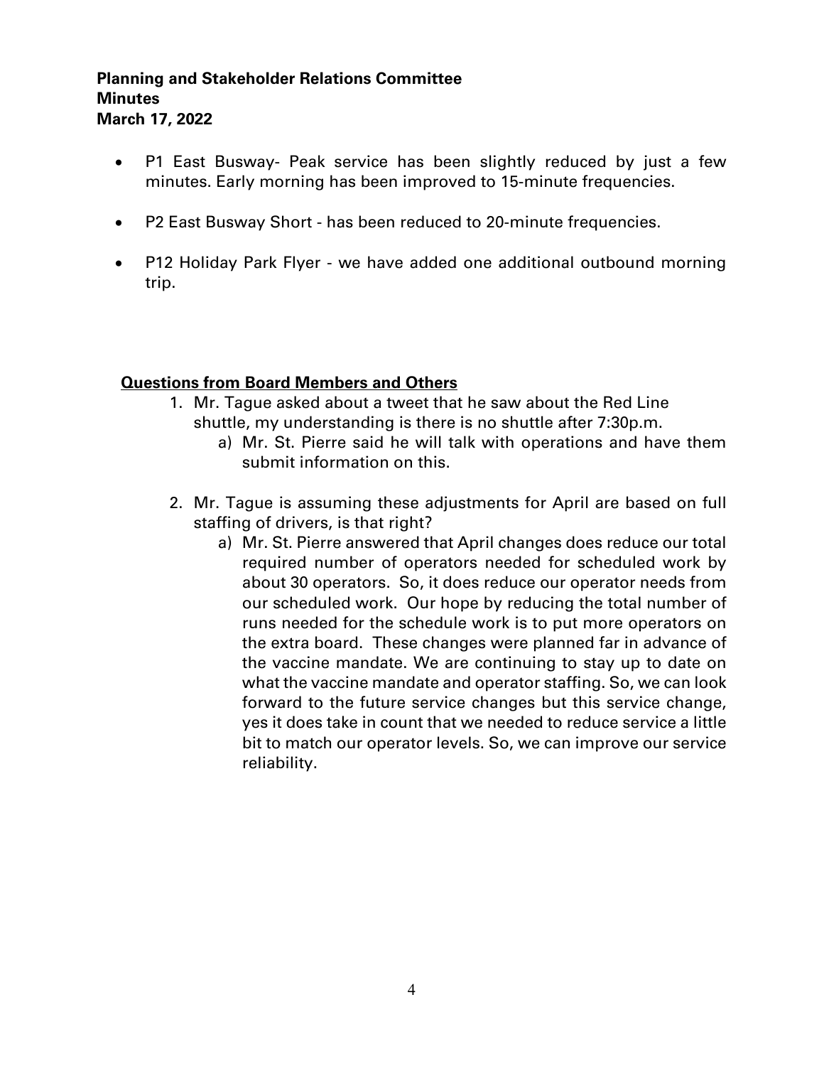- P1 East Busway- Peak service has been slightly reduced by just a few minutes. Early morning has been improved to 15-minute frequencies.

- P2 East Busway Short - has been reduced to 20-minute frequencies.

- P12 Holiday Park Flyer - we have added one additional outbound morning trip.

**Questions from Board Members and Others**

1. Mr. Tague asked about a tweet that he saw about the Red Line shuttle, my understanding is there is no shuttle after 7:30p.m.
   a) Mr. St. Pierre said he will talk with operations and have them submit information on this.

2. Mr. Tague is assuming these adjustments for April are based on full staffing of drivers, is that right?
   a) Mr. St. Pierre answered that April changes does reduce our total required number of operators needed for scheduled work by about 30 operators. So, it does reduce our operator needs from our scheduled work. Our hope by reducing the total number of runs needed for the schedule work is to put more operators on the extra board. These changes were planned far in advance of the vaccine mandate. We are continuing to stay up to date on what the vaccine mandate and operator staffing. So, we can look forward to the future service changes but this service change, yes it does take in count that we needed to reduce service a little bit to match our operator levels. So, we can improve our service reliability.